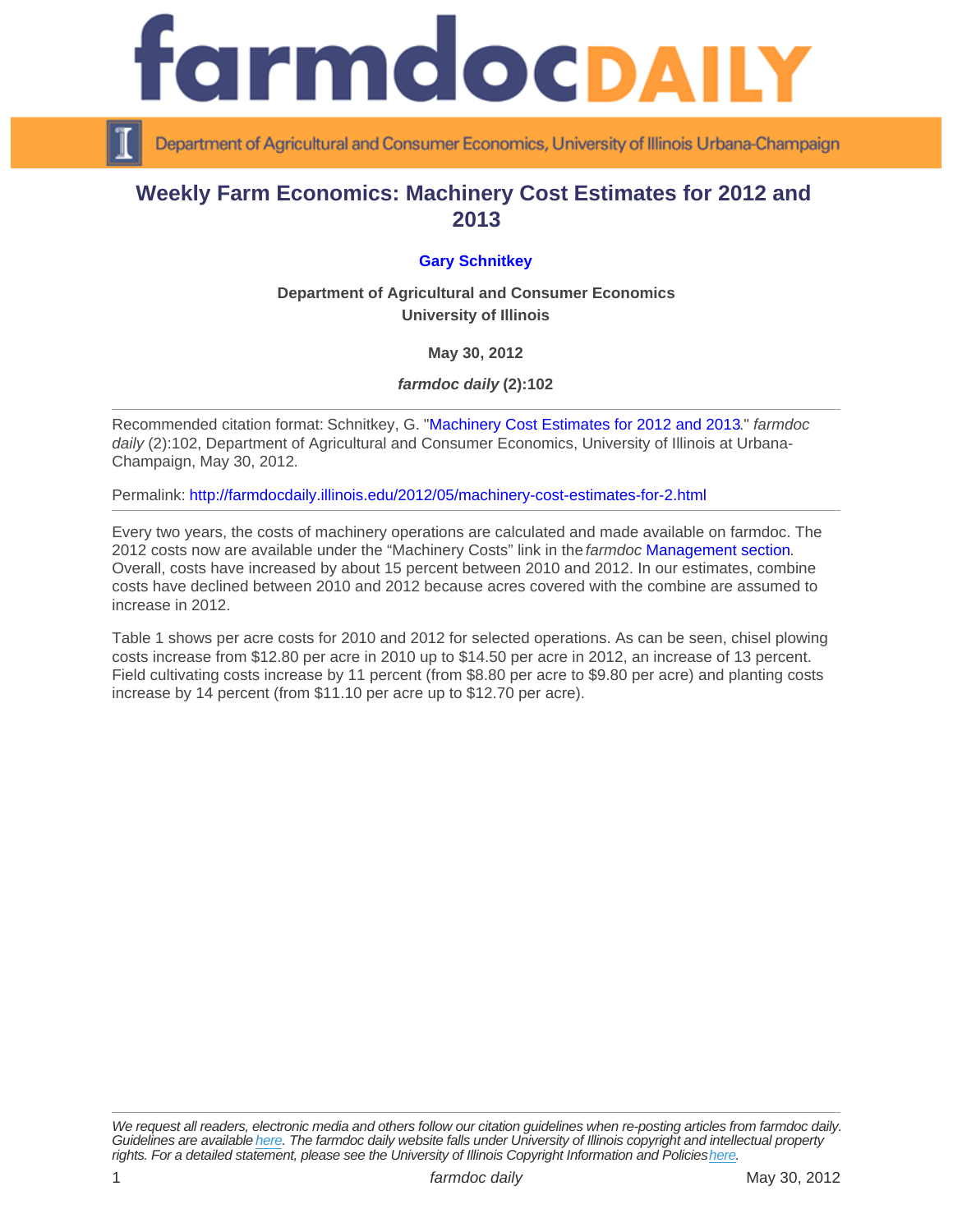# Weekly Farm Economics: Machinery Cost Estimates for 2012 and 2013

**Gary Schnitkey**

**Department of Agricultural and Consumer Economics**
**University of Illinois**

**May 30, 2012**

***farmdoc daily* (2):102**

---

Recommended citation format: Schnitkey, G. "Machinery Cost Estimates for 2012 and 2013." *farmdoc daily* (2):102, Department of Agricultural and Consumer Economics, University of Illinois at Urbana-Champaign, May 30, 2012.

Permalink: http://farmdocdaily.illinois.edu/2012/05/machinery-cost-estimates-for-2.html

---

Every two years, the costs of machinery operations are calculated and made available on farmdoc. The 2012 costs now are available under the "Machinery Costs" link in the *farmdoc* Management section. Overall, costs have increased by about 15 percent between 2010 and 2012. In our estimates, combine costs have declined between 2010 and 2012 because acres covered with the combine are assumed to increase in 2012.

Table 1 shows per acre costs for 2010 and 2012 for selected operations. As can be seen, chisel plowing costs increase from $12.80 per acre in 2010 up to $14.50 per acre in 2012, an increase of 13 percent. Field cultivating costs increase by 11 percent (from $8.80 per acre to $9.80 per acre) and planting costs increase by 14 percent (from $11.10 per acre up to $12.70 per acre).

---

*We request all readers, electronic media and others follow our citation guidelines when re-posting articles from farmdoc daily. Guidelines are available here. The farmdoc daily website falls under University of Illinois copyright and intellectual property rights. For a detailed statement, please see the University of Illinois Copyright Information and Policies here.*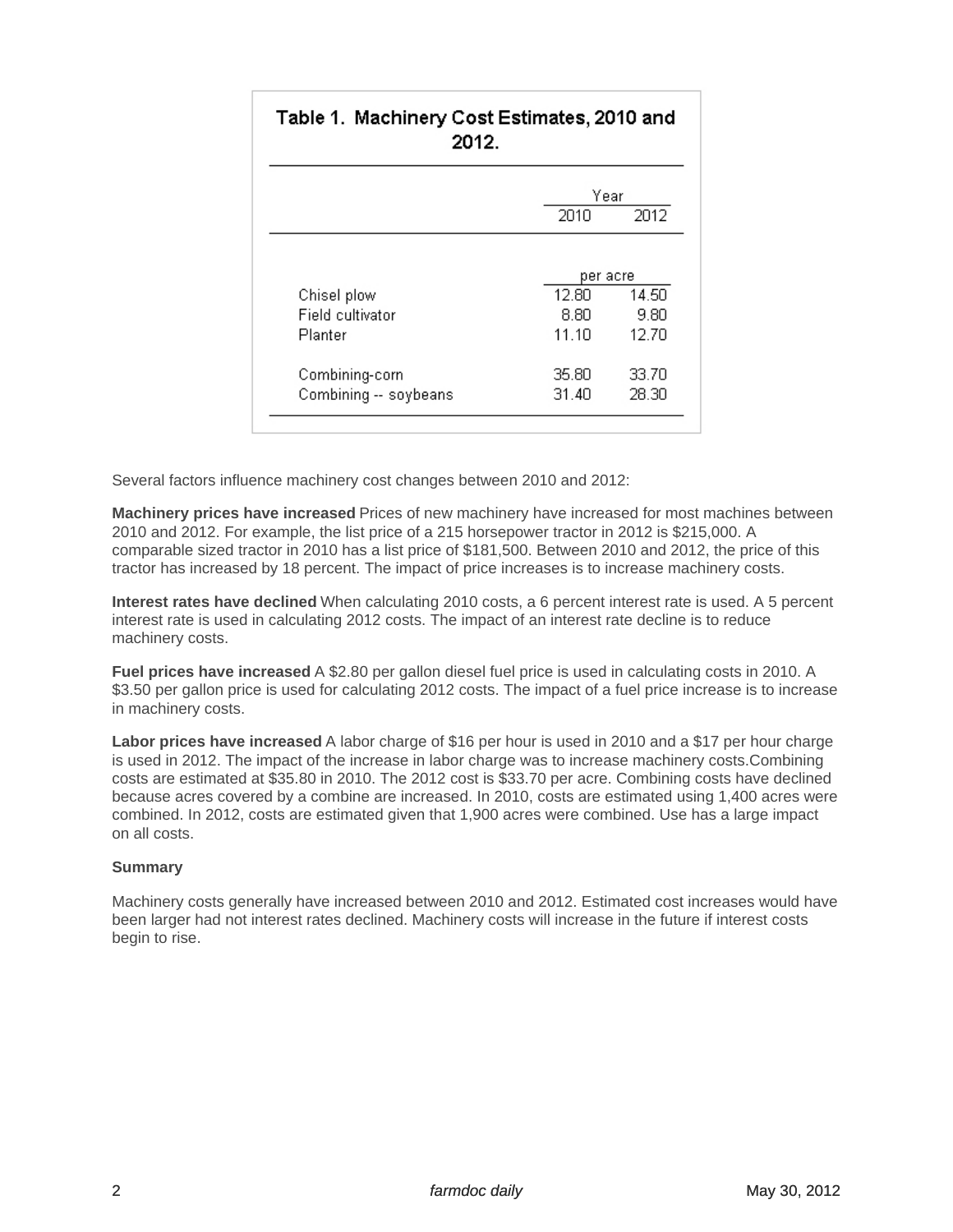**Table 1. Machinery Cost Estimates, 2010 and 2012.**

| | Year | |
|---|---|---|
| | 2010 | 2012 |
| | per acre | |
| Chisel plow | 12.80 | 14.50 |
| Field cultivator | 8.80 | 9.80 |
| Planter | 11.10 | 12.70 |
| Combining-corn | 35.80 | 33.70 |
| Combining -- soybeans | 31.40 | 28.30 |

Several factors influence machinery cost changes between 2010 and 2012:

**Machinery prices have increased** Prices of new machinery have increased for most machines between 2010 and 2012. For example, the list price of a 215 horsepower tractor in 2012 is $215,000. A comparable sized tractor in 2010 has a list price of $181,500. Between 2010 and 2012, the price of this tractor has increased by 18 percent. The impact of price increases is to increase machinery costs.

**Interest rates have declined** When calculating 2010 costs, a 6 percent interest rate is used. A 5 percent interest rate is used in calculating 2012 costs. The impact of an interest rate decline is to reduce machinery costs.

**Fuel prices have increased** A $2.80 per gallon diesel fuel price is used in calculating costs in 2010. A $3.50 per gallon price is used for calculating 2012 costs. The impact of a fuel price increase is to increase in machinery costs.

**Labor prices have increased** A labor charge of $16 per hour is used in 2010 and a $17 per hour charge is used in 2012. The impact of the increase in labor charge was to increase machinery costs.Combining costs are estimated at $35.80 in 2010. The 2012 cost is $33.70 per acre. Combining costs have declined because acres covered by a combine are increased. In 2010, costs are estimated using 1,400 acres were combined. In 2012, costs are estimated given that 1,900 acres were combined. Use has a large impact on all costs.

**Summary**

Machinery costs generally have increased between 2010 and 2012. Estimated cost increases would have been larger had not interest rates declined. Machinery costs will increase in the future if interest costs begin to rise.